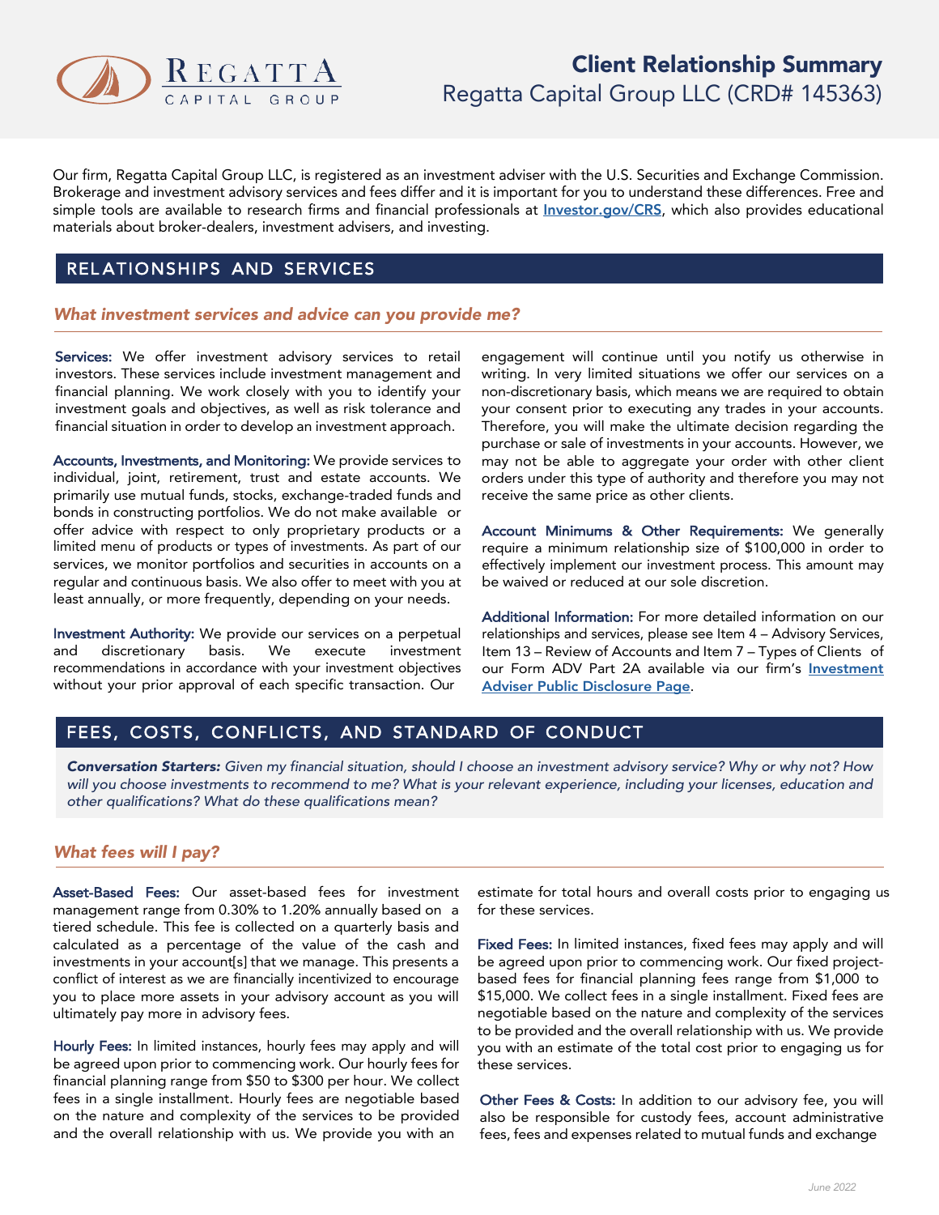# Client Relationship Summary

Regatta Capital Group LLC (CRD# 145363)

Our firm, Regatta Capital Group LLC, is registered as an investment adviser with the U.S. Securities and Exchange Commission. Brokerage and investment advisory services and fees differ and it is important for you to understand these differences. Free and simple tools are available to research firms and financial professionals at [Investor.gov/CRS](https://www.investor.gov/CRS), which also provides educational materials about broker-dealers, investment advisers, and investing.

## RELATIONSHIPS AND SERVICES

### *What investment services and advice can you provide me?*

**Services:** We offer investment advisory services to retail investors. These services include investment management and financial planning. We work closely with you to identify your investment goals and objectives, as well as risk tolerance and financial situation in order to develop an investment approach.

**Accounts, Investments, and Monitoring:** We provide services to individual, joint, retirement, trust and estate accounts. We primarily use mutual funds, stocks, exchange-traded funds and bonds in constructing portfolios. We do not make available or offer advice with respect to only proprietary products or a limited menu of products or types of investments. As part of our services, we monitor portfolios and securities in accounts on a regular and continuous basis. We also offer to meet with you at least annually, or more frequently, depending on your needs.

**Investment Authority:** We provide our services on a perpetual and discretionary basis. We execute investment recommendations in accordance with your investment objectives without your prior approval of each specific transaction. Our engagement will continue until you notify us otherwise in writing. In very limited situations we offer our services on a non-discretionary basis, which means we are required to obtain your consent prior to executing any trades in your accounts. Therefore, you will make the ultimate decision regarding the purchase or sale of investments in your accounts. However, we may not be able to aggregate your order with other client orders under this type of authority and therefore you may not receive the same price as other clients.

**Account Minimums & Other Requirements:** We generally require a minimum relationship size of $100,000 in order to effectively implement our investment process. This amount may be waived or reduced at our sole discretion.

**Additional Information:** For more detailed information on our relationships and services, please see Item 4 – Advisory Services, Item 13 – Review of Accounts and Item 7 – Types of Clients of our Form ADV Part 2A available via our firm's [Investment Adviser Public Disclosure Page](#).

## FEES, COSTS, CONFLICTS, AND STANDARD OF CONDUCT

***Conversation Starters:*** *Given my financial situation, should I choose an investment advisory service? Why or why not? How will you choose investments to recommend to me? What is your relevant experience, including your licenses, education and other qualifications? What do these qualifications mean?*

### *What fees will I pay?*

**Asset-Based Fees:** Our asset-based fees for investment management range from 0.30% to 1.20% annually based on a tiered schedule. This fee is collected on a quarterly basis and calculated as a percentage of the value of the cash and investments in your account[s] that we manage. This presents a conflict of interest as we are financially incentivized to encourage you to place more assets in your advisory account as you will ultimately pay more in advisory fees.

**Hourly Fees:** In limited instances, hourly fees may apply and will be agreed upon prior to commencing work. Our hourly fees for financial planning range from $50 to $300 per hour. We collect fees in a single installment. Hourly fees are negotiable based on the nature and complexity of the services to be provided and the overall relationship with us. We provide you with an estimate for total hours and overall costs prior to engaging us for these services.

**Fixed Fees:** In limited instances, fixed fees may apply and will be agreed upon prior to commencing work. Our fixed project-based fees for financial planning fees range from $1,000 to $15,000. We collect fees in a single installment. Fixed fees are negotiable based on the nature and complexity of the services to be provided and the overall relationship with us. We provide you with an estimate of the total cost prior to engaging us for these services.

**Other Fees & Costs:** In addition to our advisory fee, you will also be responsible for custody fees, account administrative fees, fees and expenses related to mutual funds and exchange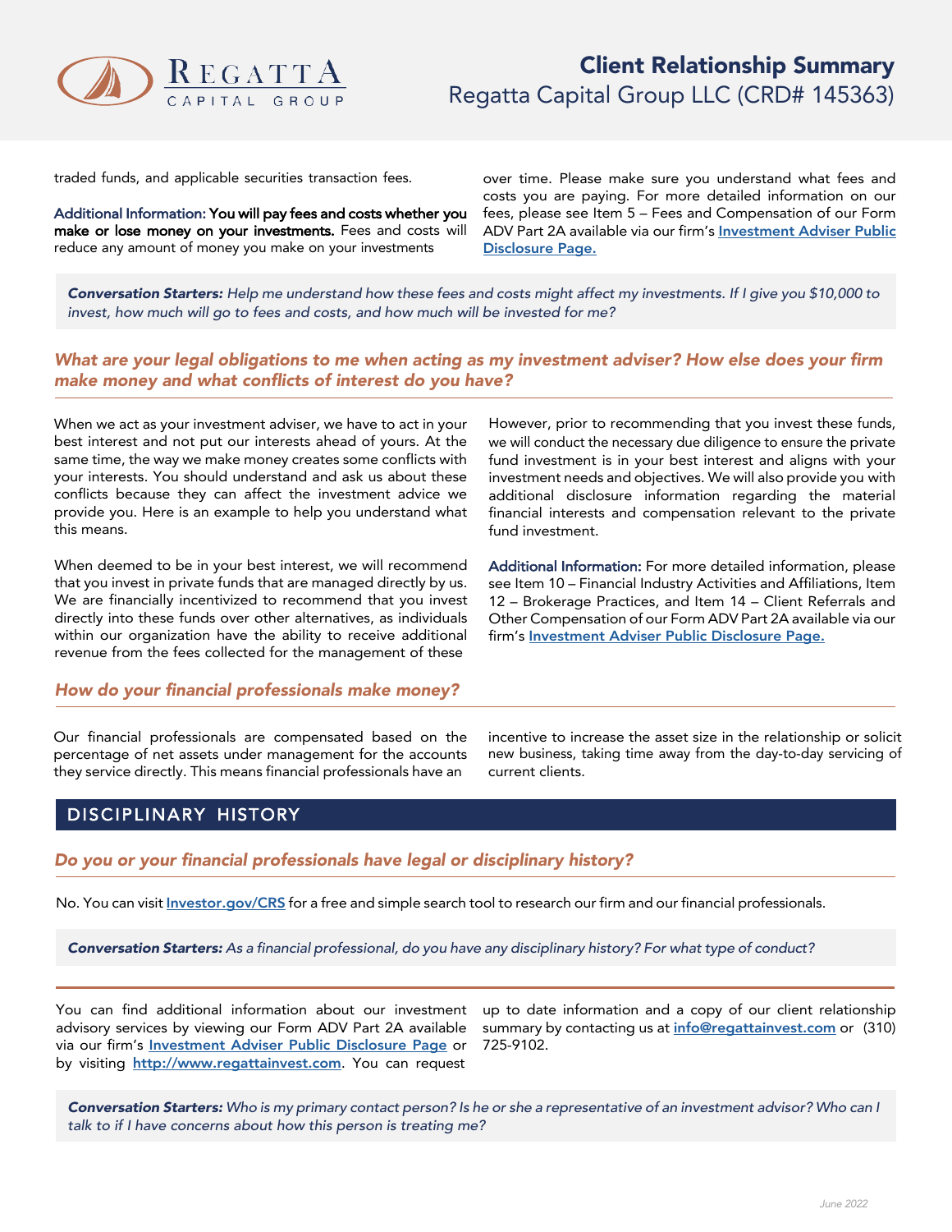traded funds, and applicable securities transaction fees.

**Additional Information: You will pay fees and costs whether you make or lose money on your investments.** Fees and costs will reduce any amount of money you make on your investments over time. Please make sure you understand what fees and costs you are paying. For more detailed information on our fees, please see Item 5 – Fees and Compensation of our Form ADV Part 2A available via our firm's **Investment Adviser Public Disclosure Page.**

***Conversation Starters:*** *Help me understand how these fees and costs might affect my investments. If I give you $10,000 to invest, how much will go to fees and costs, and how much will be invested for me?*

### *What are your legal obligations to me when acting as my investment adviser? How else does your firm make money and what conflicts of interest do you have?*

When we act as your investment adviser, we have to act in your best interest and not put our interests ahead of yours. At the same time, the way we make money creates some conflicts with your interests. You should understand and ask us about these conflicts because they can affect the investment advice we provide you. Here is an example to help you understand what this means.

When deemed to be in your best interest, we will recommend that you invest in private funds that are managed directly by us. We are financially incentivized to recommend that you invest directly into these funds over other alternatives, as individuals within our organization have the ability to receive additional revenue from the fees collected for the management of these However, prior to recommending that you invest these funds, we will conduct the necessary due diligence to ensure the private fund investment is in your best interest and aligns with your investment needs and objectives. We will also provide you with additional disclosure information regarding the material financial interests and compensation relevant to the private fund investment.

**Additional Information:** For more detailed information, please see Item 10 – Financial Industry Activities and Affiliations, Item 12 – Brokerage Practices, and Item 14 – Client Referrals and Other Compensation of our Form ADV Part 2A available via our firm's **Investment Adviser Public Disclosure Page.**

### *How do your financial professionals make money?*

Our financial professionals are compensated based on the percentage of net assets under management for the accounts they service directly. This means financial professionals have an incentive to increase the asset size in the relationship or solicit new business, taking time away from the day-to-day servicing of current clients.

## DISCIPLINARY HISTORY

### *Do you or your financial professionals have legal or disciplinary history?*

No. You can visit **Investor.gov/CRS** for a free and simple search tool to research our firm and our financial professionals.

***Conversation Starters:*** *As a financial professional, do you have any disciplinary history? For what type of conduct?*

You can find additional information about our investment advisory services by viewing our Form ADV Part 2A available via our firm's **Investment Adviser Public Disclosure Page** or by visiting **http://www.regattainvest.com**. You can request up to date information and a copy of our client relationship summary by contacting us at **info@regattainvest.com** or (310) 725-9102.

***Conversation Starters:*** *Who is my primary contact person? Is he or she a representative of an investment advisor? Who can I talk to if I have concerns about how this person is treating me?*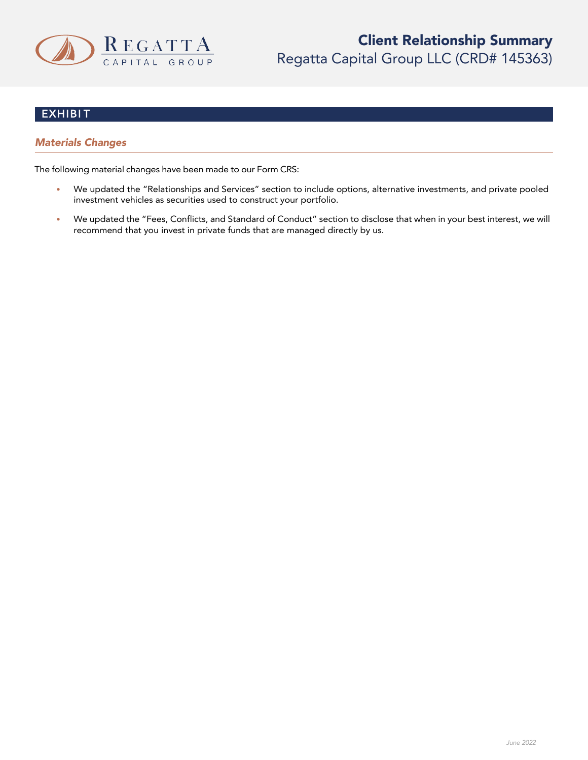# Client Relationship Summary

Regatta Capital Group LLC (CRD# 145363)

## EXHIBIT

### *Materials Changes*

The following material changes have been made to our Form CRS:

- We updated the "Relationships and Services" section to include options, alternative investments, and private pooled investment vehicles as securities used to construct your portfolio.
- We updated the "Fees, Conflicts, and Standard of Conduct" section to disclose that when in your best interest, we will recommend that you invest in private funds that are managed directly by us.

*June 2022*